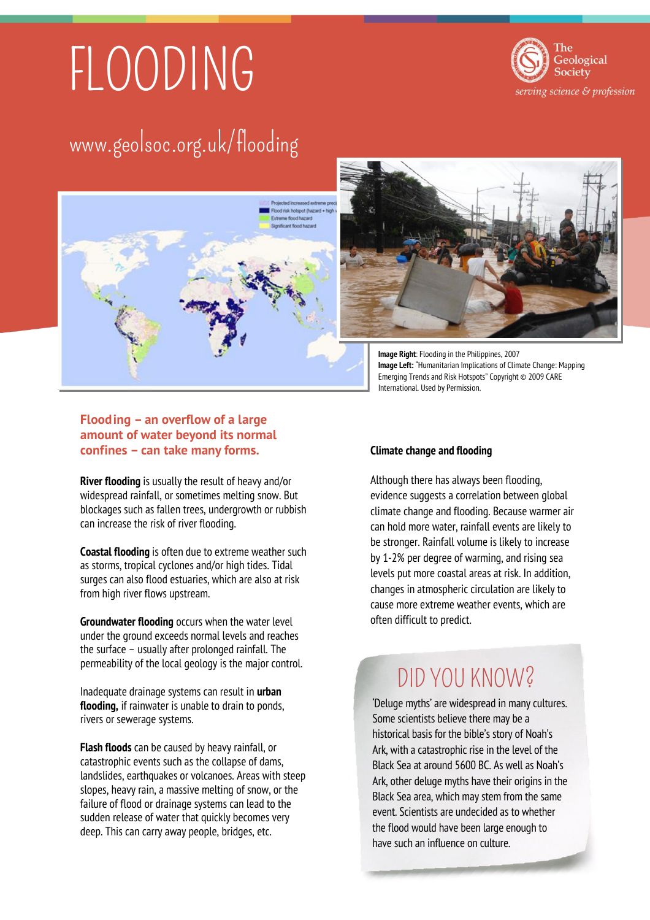# FLOODING

The Geological Society
*serving science & profession*

www.geolsoc.org.uk/flooding

**Image Right**: Flooding in the Philippines, 2007
**Image Left:** "Humanitarian Implications of Climate Change: Mapping Emerging Trends and Risk Hotspots" Copyright © 2009 CARE International. Used by Permission.

## Flooding – an overflow of a large amount of water beyond its normal confines – can take many forms.

**River flooding** is usually the result of heavy and/or widespread rainfall, or sometimes melting snow. But blockages such as fallen trees, undergrowth or rubbish can increase the risk of river flooding.

**Coastal flooding** is often due to extreme weather such as storms, tropical cyclones and/or high tides. Tidal surges can also flood estuaries, which are also at risk from high river flows upstream.

**Groundwater flooding** occurs when the water level under the ground exceeds normal levels and reaches the surface – usually after prolonged rainfall. The permeability of the local geology is the major control.

Inadequate drainage systems can result in **urban flooding,** if rainwater is unable to drain to ponds, rivers or sewerage systems.

**Flash floods** can be caused by heavy rainfall, or catastrophic events such as the collapse of dams, landslides, earthquakes or volcanoes. Areas with steep slopes, heavy rain, a massive melting of snow, or the failure of flood or drainage systems can lead to the sudden release of water that quickly becomes very deep. This can carry away people, bridges, etc.

### Climate change and flooding

Although there has always been flooding, evidence suggests a correlation between global climate change and flooding. Because warmer air can hold more water, rainfall events are likely to be stronger. Rainfall volume is likely to increase by 1-2% per degree of warming, and rising sea levels put more coastal areas at risk. In addition, changes in atmospheric circulation are likely to cause more extreme weather events, which are often difficult to predict.

## DID YOU KNOW?

'Deluge myths' are widespread in many cultures. Some scientists believe there may be a historical basis for the bible's story of Noah's Ark, with a catastrophic rise in the level of the Black Sea at around 5600 BC. As well as Noah's Ark, other deluge myths have their origins in the Black Sea area, which may stem from the same event. Scientists are undecided as to whether the flood would have been large enough to have such an influence on culture.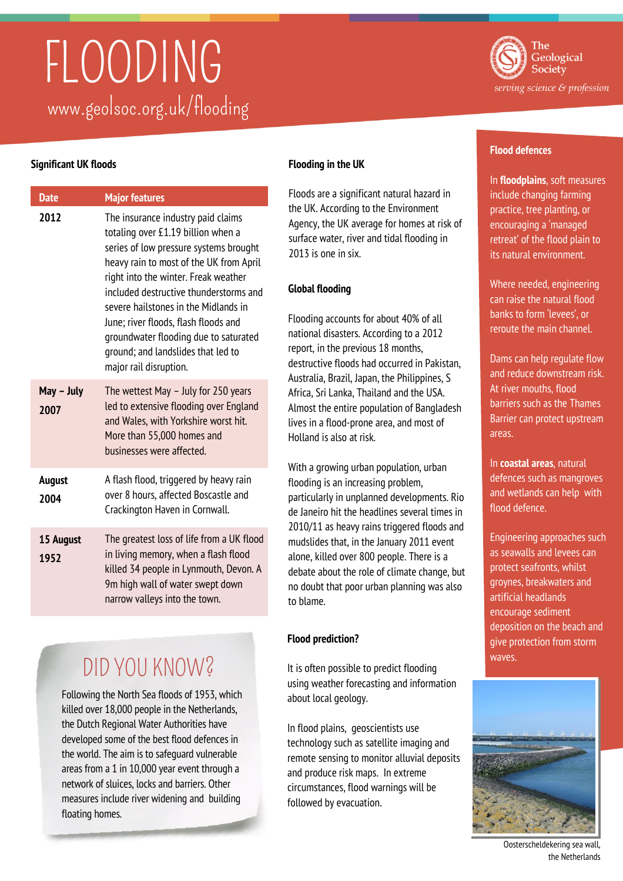# FLOODING

www.geolsoc.org.uk/flooding

The Geological Society
*serving science & profession*

## Significant UK floods

| Date | Major features |
|---|---|
| 2012 | The insurance industry paid claims totaling over £1.19 billion when a series of low pressure systems brought heavy rain to most of the UK from April right into the winter. Freak weather included destructive thunderstorms and severe hailstones in the Midlands in June; river floods, flash floods and groundwater flooding due to saturated ground; and landslides that led to major rail disruption. |
| May – July 2007 | The wettest May – July for 250 years led to extensive flooding over England and Wales, with Yorkshire worst hit. More than 55,000 homes and businesses were affected. |
| August 2004 | A flash flood, triggered by heavy rain over 8 hours, affected Boscastle and Crackington Haven in Cornwall. |
| 15 August 1952 | The greatest loss of life from a UK flood in living memory, when a flash flood killed 34 people in Lynmouth, Devon. A 9m high wall of water swept down narrow valleys into the town. |

## DID YOU KNOW?

Following the North Sea floods of 1953, which killed over 18,000 people in the Netherlands, the Dutch Regional Water Authorities have developed some of the best flood defences in the world. The aim is to safeguard vulnerable areas from a 1 in 10,000 year event through a network of sluices, locks and barriers. Other measures include river widening and building floating homes.

## Flooding in the UK

Floods are a significant natural hazard in the UK. According to the Environment Agency, the UK average for homes at risk of surface water, river and tidal flooding in 2013 is one in six.

## Global flooding

Flooding accounts for about 40% of all national disasters. According to a 2012 report, in the previous 18 months, destructive floods had occurred in Pakistan, Australia, Brazil, Japan, the Philippines, S Africa, Sri Lanka, Thailand and the USA. Almost the entire population of Bangladesh lives in a flood-prone area, and most of Holland is also at risk.

With a growing urban population, urban flooding is an increasing problem, particularly in unplanned developments. Rio de Janeiro hit the headlines several times in 2010/11 as heavy rains triggered floods and mudslides that, in the January 2011 event alone, killed over 800 people. There is a debate about the role of climate change, but no doubt that poor urban planning was also to blame.

## Flood prediction?

It is often possible to predict flooding using weather forecasting and information about local geology.

In flood plains, geoscientists use technology such as satellite imaging and remote sensing to monitor alluvial deposits and produce risk maps. In extreme circumstances, flood warnings will be followed by evacuation.

## Flood defences

In **floodplains**, soft measures include changing farming practice, tree planting, or encouraging a 'managed retreat' of the flood plain to its natural environment.

Where needed, engineering can raise the natural flood banks to form 'levees', or reroute the main channel.

Dams can help regulate flow and reduce downstream risk. At river mouths, flood barriers such as the Thames Barrier can protect upstream areas.

In **coastal areas**, natural defences such as mangroves and wetlands can help with flood defence.

Engineering approaches such as seawalls and levees can protect seafronts, whilst groynes, breakwaters and artificial headlands encourage sediment deposition on the beach and give protection from storm waves.

Oosterscheldekering sea wall, the Netherlands